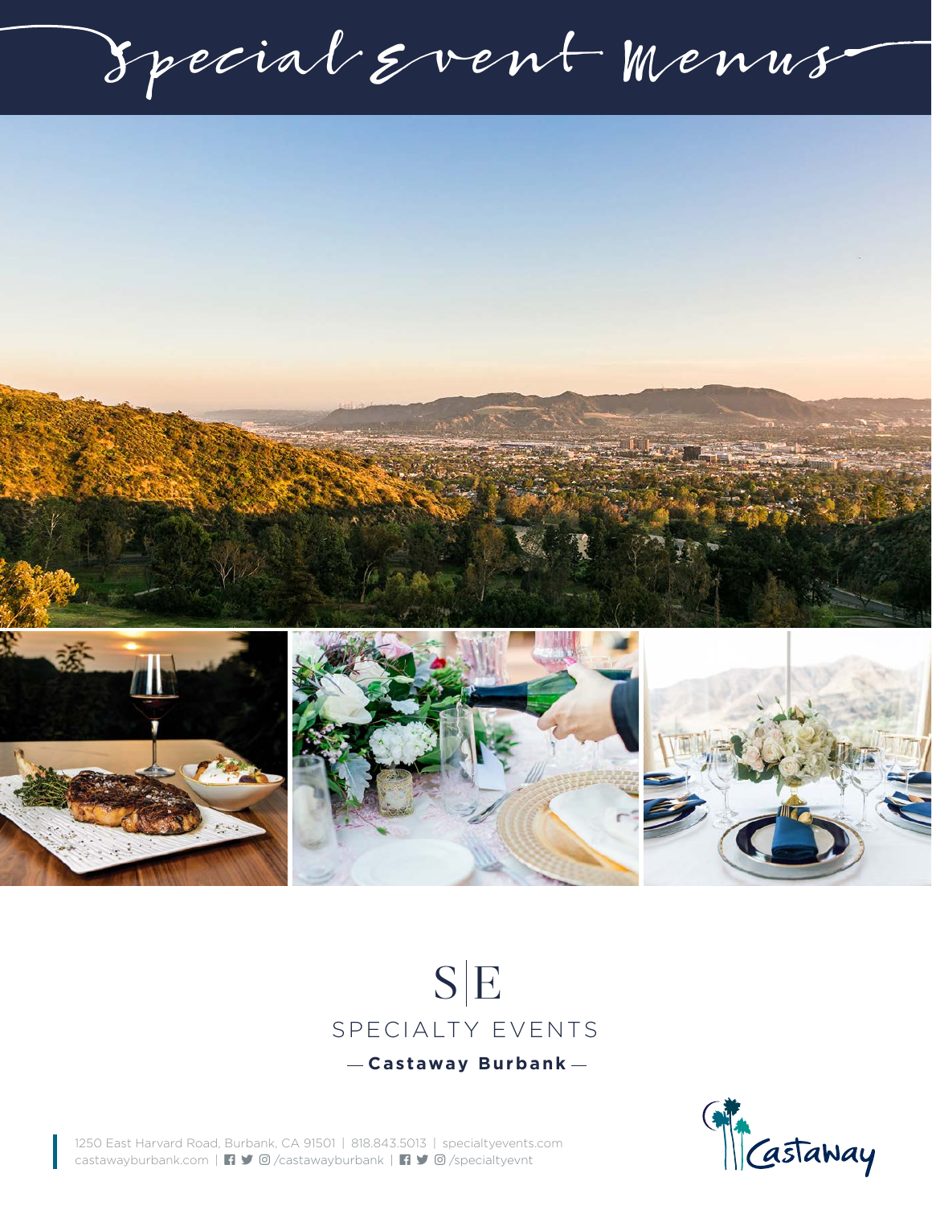# Special Event Menus

S|E

SPECIALTY EVENTS

— **Castaway Burbank** —

1250 East Harvard Road, Burbank, CA 91501 | 818.843.5013 | specialtyevents.com
castawayburbank.com | /castawayburbank | /specialtyevnt

Castaway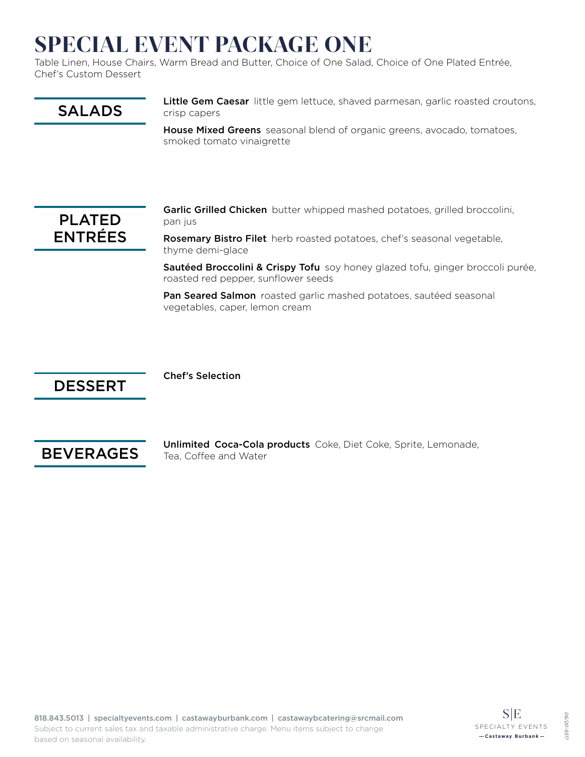# SPECIAL EVENT PACKAGE ONE

Table Linen, House Chairs, Warm Bread and Butter, Choice of One Salad, Choice of One Plated Entrée, Chef's Custom Dessert

## SALADS

**Little Gem Caesar** little gem lettuce, shaved parmesan, garlic roasted croutons, crisp capers

**House Mixed Greens** seasonal blend of organic greens, avocado, tomatoes, smoked tomato vinaigrette

## PLATED ENTRÉES

**Garlic Grilled Chicken** butter whipped mashed potatoes, grilled broccolini, pan jus

**Rosemary Bistro Filet** herb roasted potatoes, chef's seasonal vegetable, thyme demi-glace

**Sautéed Broccolini & Crispy Tofu** soy honey glazed tofu, ginger broccoli purée, roasted red pepper, sunflower seeds

**Pan Seared Salmon** roasted garlic mashed potatoes, sautéed seasonal vegetables, caper, lemon cream

## DESSERT

**Chef's Selection**

## BEVERAGES

**Unlimited Coca-Cola products** Coke, Diet Coke, Sprite, Lemonade, Tea, Coffee and Water

818.843.5013 | specialtyevents.com | castawayburbank.com | castawaybcatering@srcmail.com
Subject to current sales tax and taxable administrative charge. Menu items subject to change based on seasonal availability.

S|E SPECIALTY EVENTS — Castaway Burbank —

06/20-9317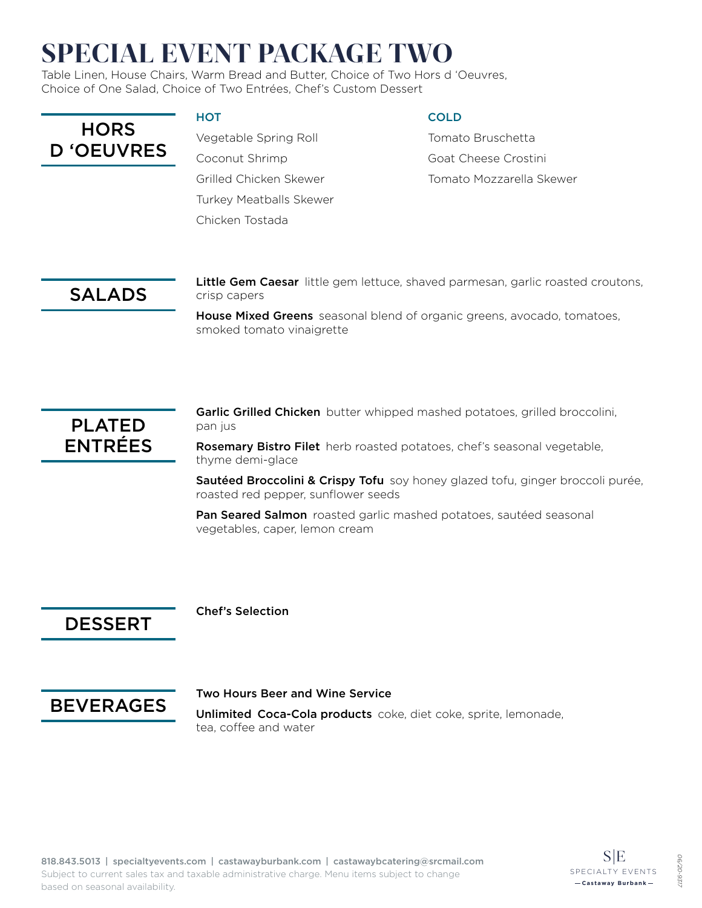# SPECIAL EVENT PACKAGE TWO

Table Linen, House Chairs, Warm Bread and Butter, Choice of Two Hors d 'Oeuvres, Choice of One Salad, Choice of Two Entrées, Chef's Custom Dessert

## HORS D 'OEUVRES

### HOT

- Vegetable Spring Roll
- Coconut Shrimp
- Grilled Chicken Skewer
- Turkey Meatballs Skewer
- Chicken Tostada

### COLD

- Tomato Bruschetta
- Goat Cheese Crostini
- Tomato Mozzarella Skewer

## SALADS

**Little Gem Caesar** little gem lettuce, shaved parmesan, garlic roasted croutons, crisp capers

**House Mixed Greens** seasonal blend of organic greens, avocado, tomatoes, smoked tomato vinaigrette

## PLATED ENTRÉES

**Garlic Grilled Chicken** butter whipped mashed potatoes, grilled broccolini, pan jus

**Rosemary Bistro Filet** herb roasted potatoes, chef's seasonal vegetable, thyme demi-glace

**Sautéed Broccolini & Crispy Tofu** soy honey glazed tofu, ginger broccoli purée, roasted red pepper, sunflower seeds

**Pan Seared Salmon** roasted garlic mashed potatoes, sautéed seasonal vegetables, caper, lemon cream

## DESSERT

**Chef's Selection**

## BEVERAGES

**Two Hours Beer and Wine Service**

**Unlimited Coca-Cola products** coke, diet coke, sprite, lemonade, tea, coffee and water

818.843.5013 | specialtyevents.com | castawayburbank.com | castawaybcatering@srcmail.com
Subject to current sales tax and taxable administrative charge. Menu items subject to change based on seasonal availability.

S|E SPECIALTY EVENTS — Castaway Burbank —

06/20-9317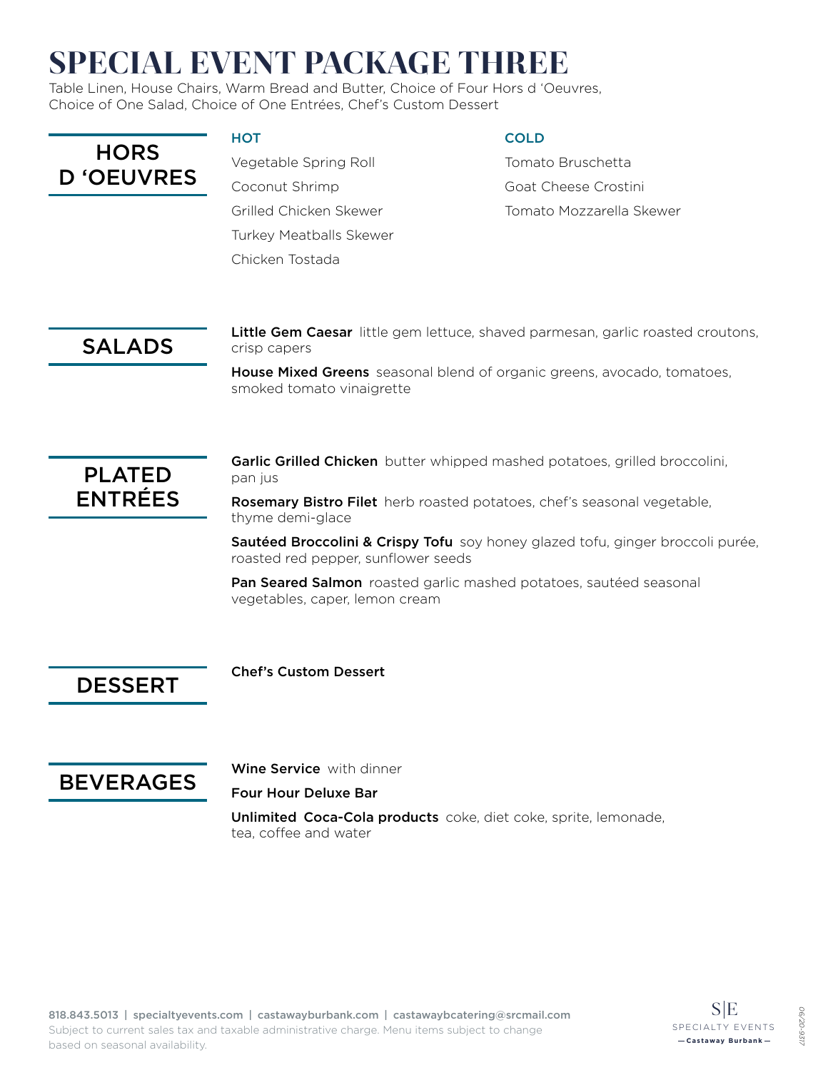# SPECIAL EVENT PACKAGE THREE

Table Linen, House Chairs, Warm Bread and Butter, Choice of Four Hors d 'Oeuvres, Choice of One Salad, Choice of One Entrées, Chef's Custom Dessert

## HORS D 'OEUVRES

### HOT

Vegetable Spring Roll

Coconut Shrimp

Grilled Chicken Skewer

Turkey Meatballs Skewer

Chicken Tostada

### COLD

Tomato Bruschetta

Goat Cheese Crostini

Tomato Mozzarella Skewer

## SALADS

**Little Gem Caesar** little gem lettuce, shaved parmesan, garlic roasted croutons, crisp capers

**House Mixed Greens** seasonal blend of organic greens, avocado, tomatoes, smoked tomato vinaigrette

## PLATED ENTRÉES

**Garlic Grilled Chicken** butter whipped mashed potatoes, grilled broccolini, pan jus

**Rosemary Bistro Filet** herb roasted potatoes, chef's seasonal vegetable, thyme demi-glace

**Sautéed Broccolini & Crispy Tofu** soy honey glazed tofu, ginger broccoli purée, roasted red pepper, sunflower seeds

**Pan Seared Salmon** roasted garlic mashed potatoes, sautéed seasonal vegetables, caper, lemon cream

## DESSERT

**Chef's Custom Dessert**

## BEVERAGES

**Wine Service** with dinner

**Four Hour Deluxe Bar**

**Unlimited Coca-Cola products** coke, diet coke, sprite, lemonade, tea, coffee and water

818.843.5013 | specialtyevents.com | castawayburbank.com | castawaybcatering@srcmail.com

Subject to current sales tax and taxable administrative charge. Menu items subject to change based on seasonal availability.

S|E SPECIALTY EVENTS — Castaway Burbank —

06/20-9317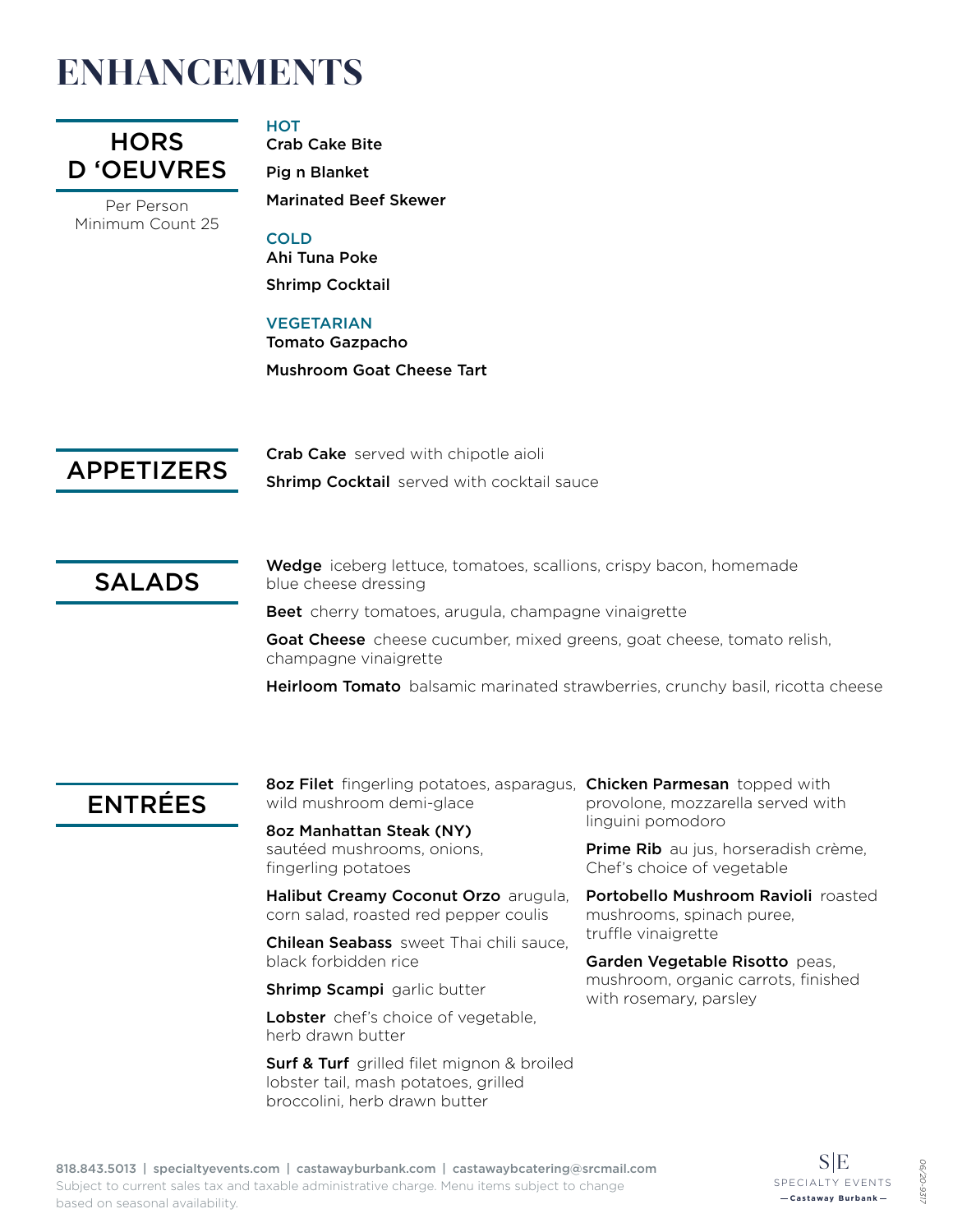# ENHANCEMENTS

## HORS D 'OEUVRES

Per Person
Minimum Count 25

### HOT

**Crab Cake Bite**

**Pig n Blanket**

**Marinated Beef Skewer**

### COLD

**Ahi Tuna Poke**

**Shrimp Cocktail**

### VEGETARIAN

**Tomato Gazpacho**

**Mushroom Goat Cheese Tart**

## APPETIZERS

**Crab Cake** served with chipotle aioli

**Shrimp Cocktail** served with cocktail sauce

## SALADS

**Wedge** iceberg lettuce, tomatoes, scallions, crispy bacon, homemade blue cheese dressing

**Beet** cherry tomatoes, arugula, champagne vinaigrette

**Goat Cheese** cheese cucumber, mixed greens, goat cheese, tomato relish, champagne vinaigrette

**Heirloom Tomato** balsamic marinated strawberries, crunchy basil, ricotta cheese

## ENTRÉES

**8oz Filet** fingerling potatoes, asparagus, wild mushroom demi-glace

**8oz Manhattan Steak (NY)** sautéed mushrooms, onions, fingerling potatoes

**Halibut Creamy Coconut Orzo** arugula, corn salad, roasted red pepper coulis

**Chilean Seabass** sweet Thai chili sauce, black forbidden rice

**Shrimp Scampi** garlic butter

**Lobster** chef's choice of vegetable, herb drawn butter

**Surf & Turf** grilled filet mignon & broiled lobster tail, mash potatoes, grilled broccolini, herb drawn butter

**Chicken Parmesan** topped with provolone, mozzarella served with linguini pomodoro

**Prime Rib** au jus, horseradish crème, Chef's choice of vegetable

**Portobello Mushroom Ravioli** roasted mushrooms, spinach puree, truffle vinaigrette

**Garden Vegetable Risotto** peas, mushroom, organic carrots, finished with rosemary, parsley

818.843.5013 | specialtyevents.com | castawayburbank.com | castawaybcatering@srcmail.com
Subject to current sales tax and taxable administrative charge. Menu items subject to change based on seasonal availability.

S|E SPECIALTY EVENTS — Castaway Burbank —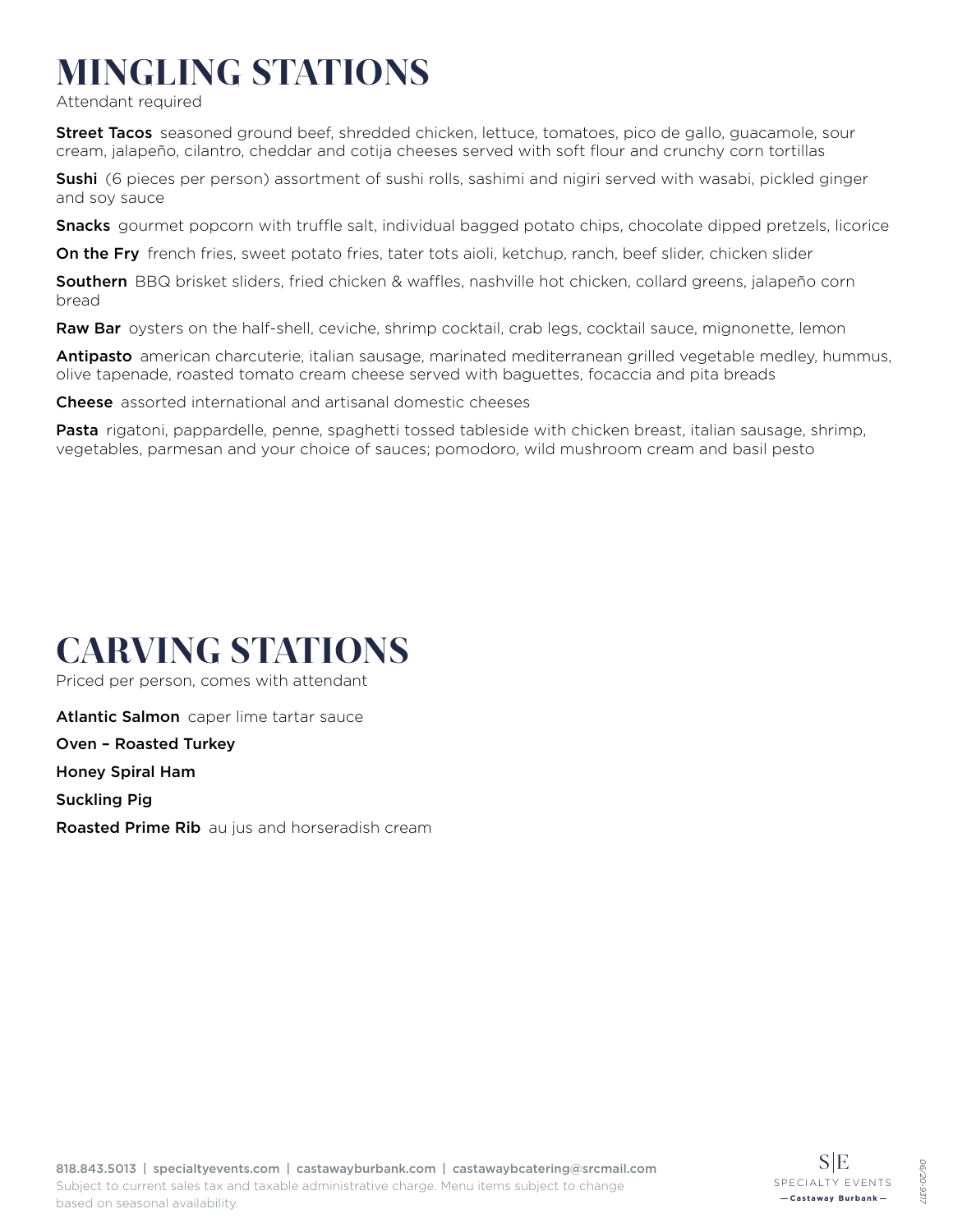# MINGLING STATIONS

Attendant required

**Street Tacos** seasoned ground beef, shredded chicken, lettuce, tomatoes, pico de gallo, guacamole, sour cream, jalapeño, cilantro, cheddar and cotija cheeses served with soft flour and crunchy corn tortillas

**Sushi** (6 pieces per person) assortment of sushi rolls, sashimi and nigiri served with wasabi, pickled ginger and soy sauce

**Snacks** gourmet popcorn with truffle salt, individual bagged potato chips, chocolate dipped pretzels, licorice

**On the Fry** french fries, sweet potato fries, tater tots aioli, ketchup, ranch, beef slider, chicken slider

**Southern** BBQ brisket sliders, fried chicken & waffles, nashville hot chicken, collard greens, jalapeño corn bread

**Raw Bar** oysters on the half-shell, ceviche, shrimp cocktail, crab legs, cocktail sauce, mignonette, lemon

**Antipasto** american charcuterie, italian sausage, marinated mediterranean grilled vegetable medley, hummus, olive tapenade, roasted tomato cream cheese served with baguettes, focaccia and pita breads

**Cheese** assorted international and artisanal domestic cheeses

**Pasta** rigatoni, pappardelle, penne, spaghetti tossed tableside with chicken breast, italian sausage, shrimp, vegetables, parmesan and your choice of sauces; pomodoro, wild mushroom cream and basil pesto

# CARVING STATIONS

Priced per person, comes with attendant

**Atlantic Salmon** caper lime tartar sauce

**Oven – Roasted Turkey**

**Honey Spiral Ham**

**Suckling Pig**

**Roasted Prime Rib** au jus and horseradish cream

818.843.5013 | specialtyevents.com | castawayburbank.com | castawaybcatering@srcmail.com
Subject to current sales tax and taxable administrative charge. Menu items subject to change based on seasonal availability.

S|E SPECIALTY EVENTS — Castaway Burbank —

06/20-9317